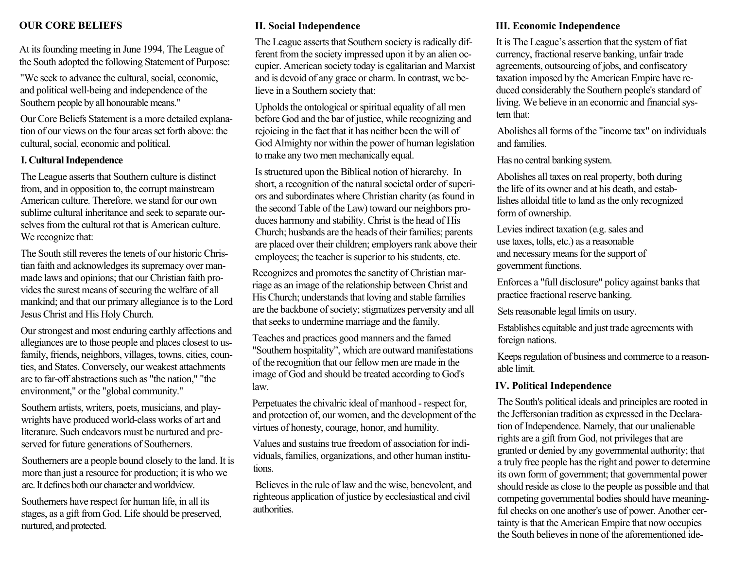## OUR CORE BELIEFS

At its founding meeting in June 1994, The League of the South adopted the following Statement of Purpose:

"We seek to advance the cultural, social, economic, and political well-being and independence of the Southern people by all honourable means."

Our Core Beliefs Statement is a more detailed explanation of our views on the four areas set forth above: the cultural, social, economic and political.

### I. Cultural Independence

The League asserts that Southern culture is distinct from, and in opposition to, the corrupt mainstream American culture. Therefore, we stand for our own sublime cultural inheritance and seek to separate ourselves from the cultural rot that is American culture. We recognize that:

The South still reveres the tenets of our historic Christian faith and acknowledges its supremacy over man-made laws and opinions; that our Christian faith provides the surest means of securing the welfare of all mankind; and that our primary allegiance is to the Lord Jesus Christ and His Holy Church.

Our strongest and most enduring earthly affections and allegiances are to those people and places closest to us-family, friends, neighbors, villages, towns, cities, counties, and States. Conversely, our weakest attachments are to far-off abstractions such as "the nation," "the environment," or the "global community."

Southern artists, writers, poets, musicians, and playwrights have produced world-class works of art and literature. Such endeavors must be nurtured and preserved for future generations of Southerners.

Southerners are a people bound closely to the land. It is more than just a resource for production; it is who we are. It defines both our character and worldview.

Southerners have respect for human life, in all its stages, as a gift from God. Life should be preserved, nurtured, and protected.

### II. Social Independence

The League asserts that Southern society is radically different from the society impressed upon it by an alien occupier. American society today is egalitarian and Marxist and is devoid of any grace or charm. In contrast, we believe in a Southern society that:

Upholds the ontological or spiritual equality of all men before God and the bar of justice, while recognizing and rejoicing in the fact that it has neither been the will of God Almighty nor within the power of human legislation to make any two men mechanically equal.

Is structured upon the Biblical notion of hierarchy. In short, a recognition of the natural societal order of superiors and subordinates where Christian charity (as found in the second Table of the Law) toward our neighbors produces harmony and stability. Christ is the head of His Church; husbands are the heads of their families; parents are placed over their children; employers rank above their employees; the teacher is superior to his students, etc.

Recognizes and promotes the sanctity of Christian marriage as an image of the relationship between Christ and His Church; understands that loving and stable families are the backbone of society; stigmatizes perversity and all that seeks to undermine marriage and the family.

Teaches and practices good manners and the famed "Southern hospitality", which are outward manifestations of the recognition that our fellow men are made in the image of God and should be treated according to God's law.

Perpetuates the chivalric ideal of manhood - respect for, and protection of, our women, and the development of the virtues of honesty, courage, honor, and humility.

Values and sustains true freedom of association for individuals, families, organizations, and other human institutions.

Believes in the rule of law and the wise, benevolent, and righteous application of justice by ecclesiastical and civil authorities.

### III. Economic Independence

It is The League's assertion that the system of fiat currency, fractional reserve banking, unfair trade agreements, outsourcing of jobs, and confiscatory taxation imposed by the American Empire have reduced considerably the Southern people's standard of living. We believe in an economic and financial system that:

Abolishes all forms of the "income tax" on individuals and families.

Has no central banking system.

Abolishes all taxes on real property, both during the life of its owner and at his death, and establishes alloidal title to land as the only recognized form of ownership.

Levies indirect taxation (e.g. sales and use taxes, tolls, etc.) as a reasonable and necessary means for the support of government functions.

Enforces a "full disclosure" policy against banks that practice fractional reserve banking.

Sets reasonable legal limits on usury.

Establishes equitable and just trade agreements with foreign nations.

Keeps regulation of business and commerce to a reasonable limit.

### IV. Political Independence

The South's political ideals and principles are rooted in the Jeffersonian tradition as expressed in the Declaration of Independence. Namely, that our unalienable rights are a gift from God, not privileges that are granted or denied by any governmental authority; that a truly free people has the right and power to determine its own form of government; that governmental power should reside as close to the people as possible and that competing governmental bodies should have meaningful checks on one another's use of power. Another certainty is that the American Empire that now occupies the South believes in none of the aforementioned ide-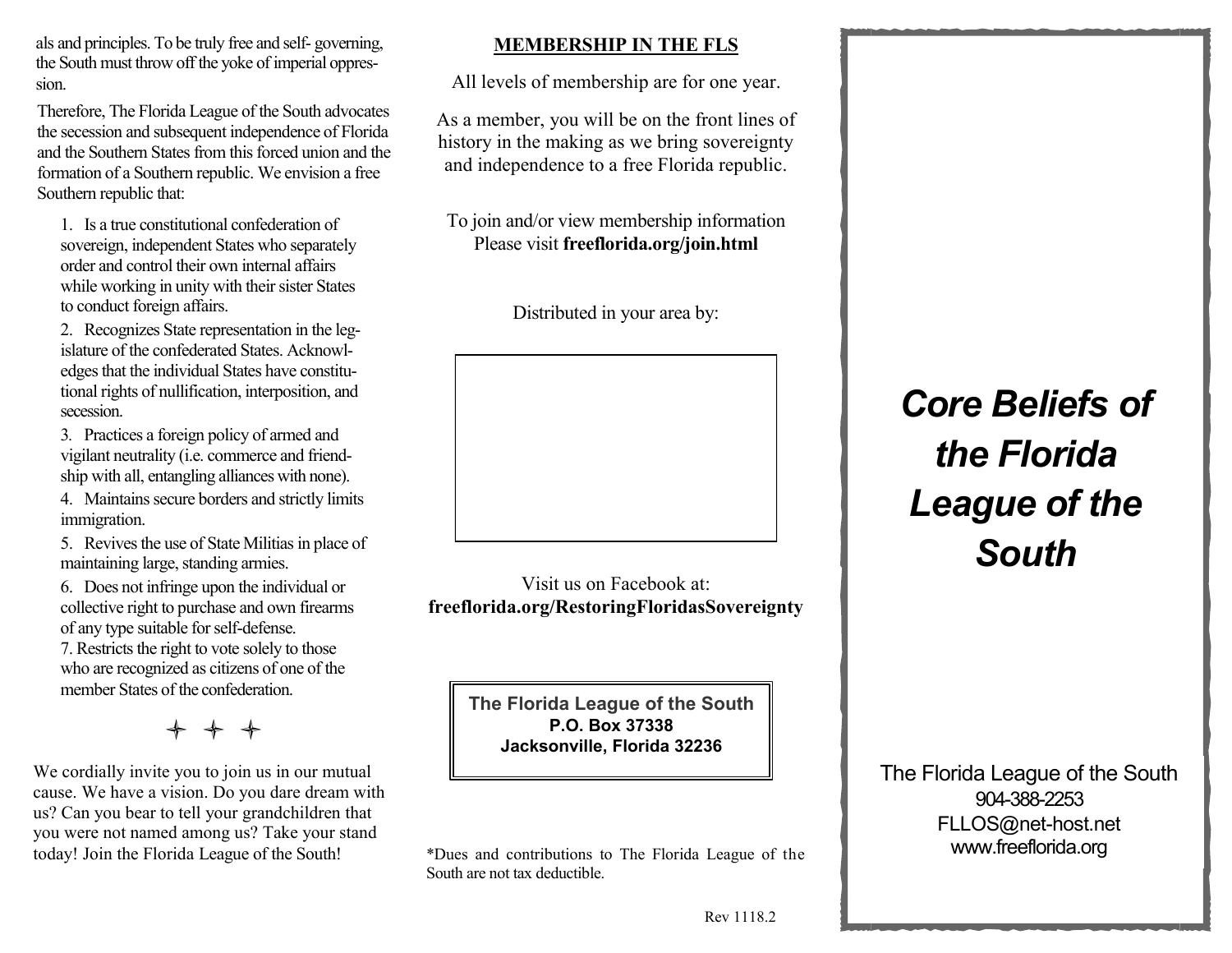als and principles. To be truly free and self- governing, the South must throw off the yoke of imperial oppression.

Therefore, The Florida League of the South advocates the secession and subsequent independence of Florida and the Southern States from this forced union and the formation of a Southern republic. We envision a free Southern republic that:

1. Is a true constitutional confederation of sovereign, independent States who separately order and control their own internal affairs while working in unity with their sister States to conduct foreign affairs.
2. Recognizes State representation in the legislature of the confederated States. Acknowledges that the individual States have constitutional rights of nullification, interposition, and secession.
3. Practices a foreign policy of armed and vigilant neutrality (i.e. commerce and friendship with all, entangling alliances with none).
4. Maintains secure borders and strictly limits immigration.
5. Revives the use of State Militias in place of maintaining large, standing armies.
6. Does not infringe upon the individual or collective right to purchase and own firearms of any type suitable for self-defense.
7. Restricts the right to vote solely to those who are recognized as citizens of one of the member States of the confederation.

✦ ✦ ✦

We cordially invite you to join us in our mutual cause. We have a vision. Do you dare dream with us? Can you bear to tell your grandchildren that you were not named among us? Take your stand today! Join the Florida League of the South!

## MEMBERSHIP IN THE FLS

All levels of membership are for one year.

As a member, you will be on the front lines of history in the making as we bring sovereignty and independence to a free Florida republic.

To join and/or view membership information Please visit **freeflorida.org/join.html**

Distributed in your area by:

Visit us on Facebook at:
**freeflorida.org/RestoringFloridasSovereignty**

**The Florida League of the South**
**P.O. Box 37338**
**Jacksonville, Florida 32236**

*Dues and contributions to The Florida League of the South are not tax deductible.

Rev 1118.2

# *Core Beliefs of the Florida League of the South*

The Florida League of the South
904-388-2253
FLLOS@net-host.net
www.freeflorida.org